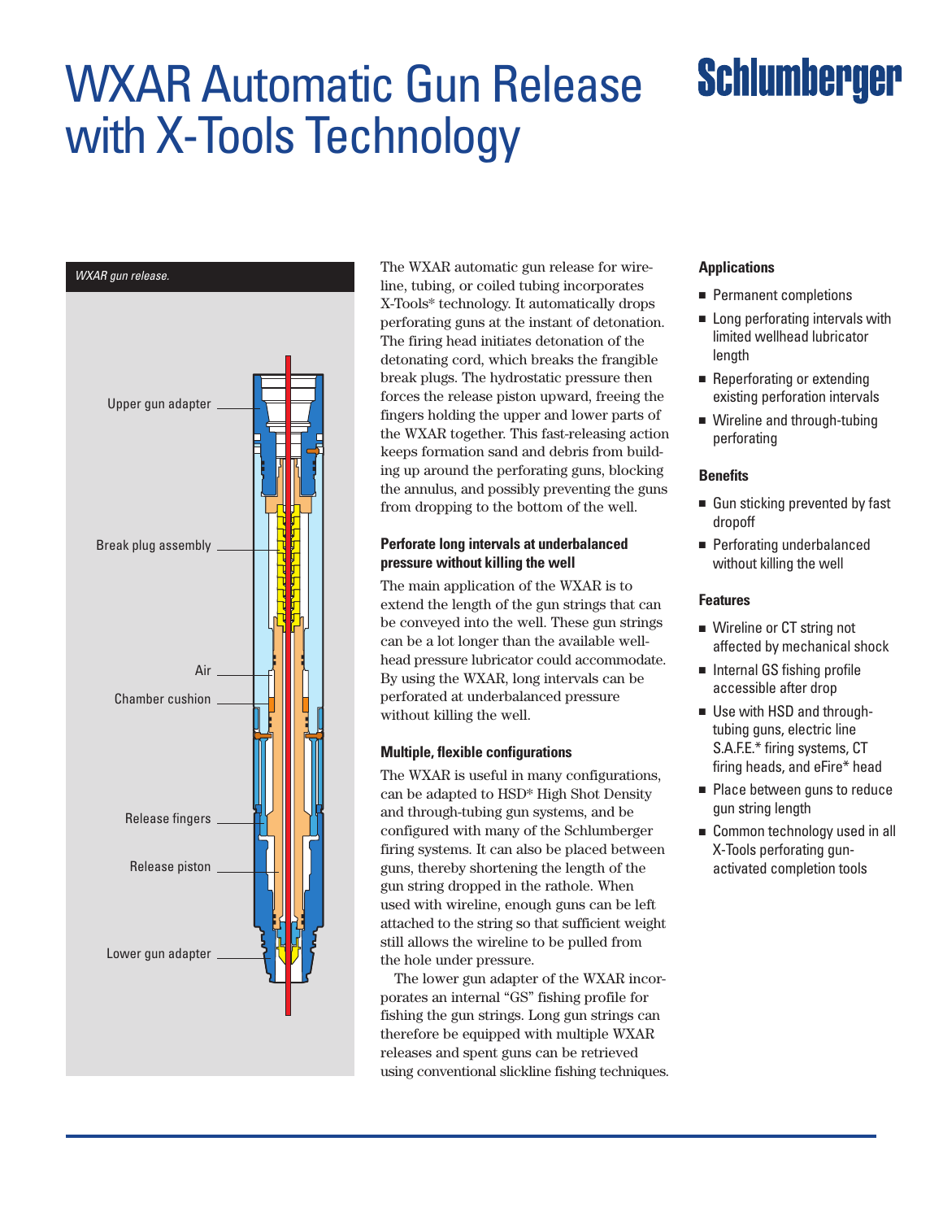# WXAR Automatic Gun Release with X-Tools Technology

Schlumberger

*WXAR gun release.*

Upper gun adapter

Break plug assembly

Air

Chamber cushion

Release fingers

Release piston

Lower gun adapter

The WXAR automatic gun release for wireline, tubing, or coiled tubing incorporates X-Tools* technology. It automatically drops perforating guns at the instant of detonation. The firing head initiates detonation of the detonating cord, which breaks the frangible break plugs. The hydrostatic pressure then forces the release piston upward, freeing the fingers holding the upper and lower parts of the WXAR together. This fast-releasing action keeps formation sand and debris from building up around the perforating guns, blocking the annulus, and possibly preventing the guns from dropping to the bottom of the well.

### Perforate long intervals at underbalanced pressure without killing the well

The main application of the WXAR is to extend the length of the gun strings that can be conveyed into the well. These gun strings can be a lot longer than the available wellhead pressure lubricator could accommodate. By using the WXAR, long intervals can be perforated at underbalanced pressure without killing the well.

### Multiple, flexible configurations

The WXAR is useful in many configurations, can be adapted to HSD* High Shot Density and through-tubing gun systems, and be configured with many of the Schlumberger firing systems. It can also be placed between guns, thereby shortening the length of the gun string dropped in the rathole. When used with wireline, enough guns can be left attached to the string so that sufficient weight still allows the wireline to be pulled from the hole under pressure.

The lower gun adapter of the WXAR incorporates an internal "GS" fishing profile for fishing the gun strings. Long gun strings can therefore be equipped with multiple WXAR releases and spent guns can be retrieved using conventional slickline fishing techniques.

### Applications

- Permanent completions
- Long perforating intervals with limited wellhead lubricator length
- Reperforating or extending existing perforation intervals
- Wireline and through-tubing perforating

### Benefits

- Gun sticking prevented by fast dropoff
- Perforating underbalanced without killing the well

### Features

- Wireline or CT string not affected by mechanical shock
- Internal GS fishing profile accessible after drop
- Use with HSD and through-tubing guns, electric line S.A.F.E.* firing systems, CT firing heads, and eFire* head
- Place between guns to reduce gun string length
- Common technology used in all X-Tools perforating gun-activated completion tools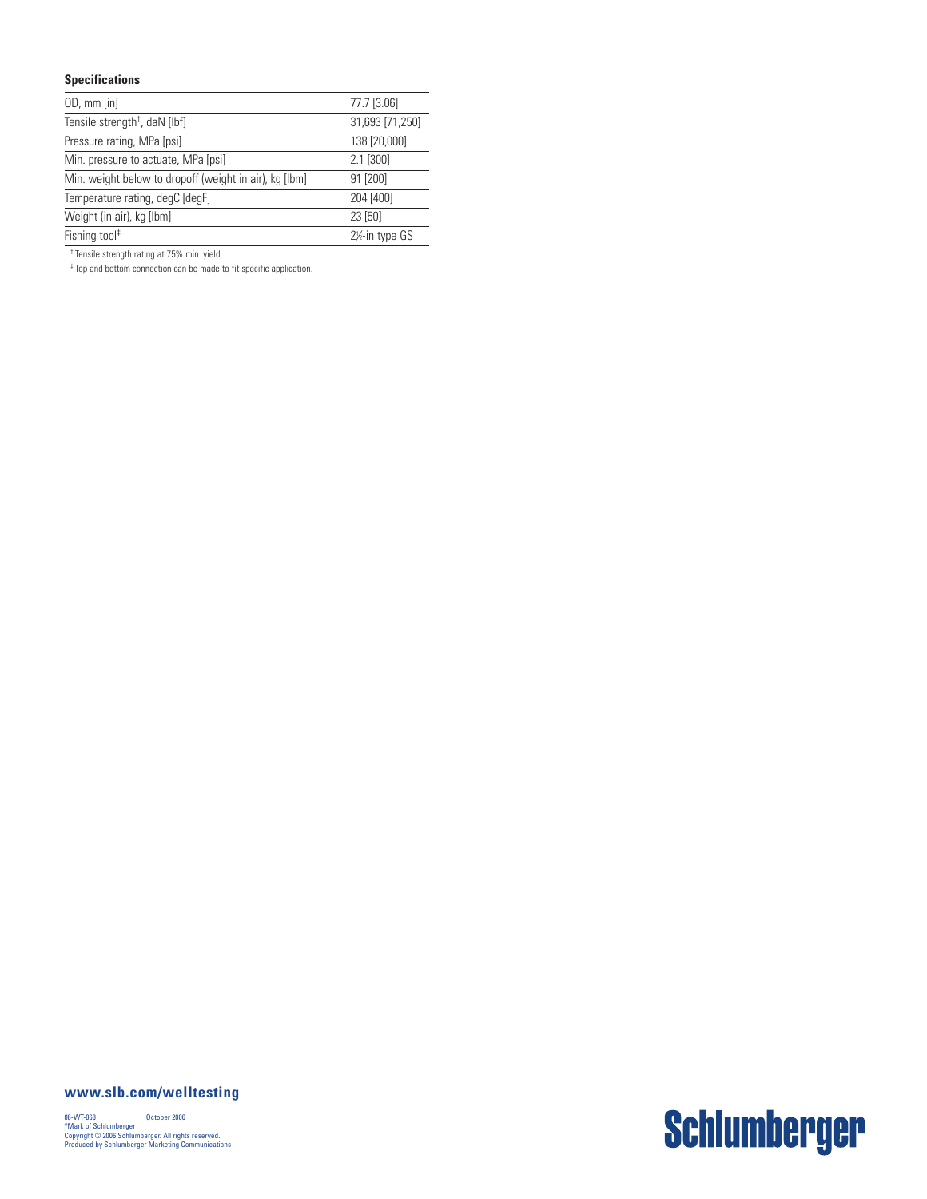**Specifications**

| | |
|---|---|
| OD, mm [in] | 77.7 [3.06] |
| Tensile strength†, daN [lbf] | 31,693 [71,250] |
| Pressure rating, MPa [psi] | 138 [20,000] |
| Min. pressure to actuate, MPa [psi] | 2.1 [300] |
| Min. weight below to dropoff (weight in air), kg [lbm] | 91 [200] |
| Temperature rating, degC [degF] | 204 [400] |
| Weight (in air), kg [lbm] | 23 [50] |
| Fishing tool‡ | 2½-in type GS |

† Tensile strength rating at 75% min. yield.

‡ Top and bottom connection can be made to fit specific application.

**www.slb.com/welltesting**

06-WT-068 October 2006
*Mark of Schlumberger
Copyright © 2006 Schlumberger. All rights reserved.
Produced by Schlumberger Marketing Communications

Schlumberger